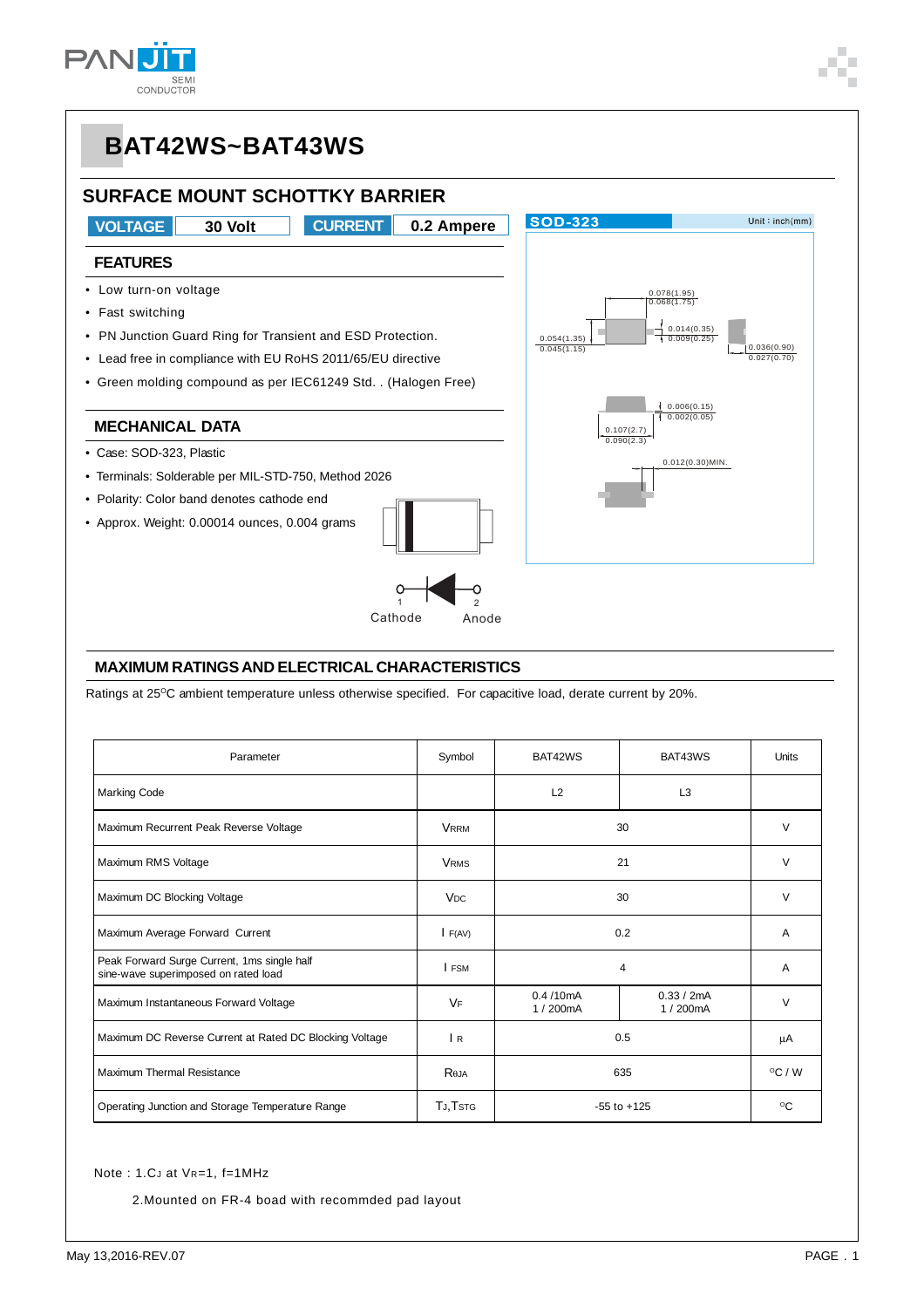# BAT42WS~BAT43WS

## SURFACE MOUNT SCHOTTKY BARRIER

| VOLTAGE | 30 Volt | CURRENT | 0.2 Ampere |
|---|---|---|---|

### FEATURES

- Low turn-on voltage
- Fast switching
- PN Junction Guard Ring for Transient and ESD Protection.
- Lead free in compliance with EU RoHS 2011/65/EU directive
- Green molding compound as per IEC61249 Std. . (Halogen Free)

### MECHANICAL DATA

- Case: SOD-323, Plastic
- Terminals: Solderable per MIL-STD-750, Method 2026
- Polarity: Color band denotes cathode end
- Approx. Weight: 0.00014 ounces, 0.004 grams

SOD-323

Unit : inch(mm)

0.078(1.95)
0.068(1.75)
0.014(0.35)
0.009(0.25)
0.054(1.35)
0.045(1.15)
0.036(0.90)
0.027(0.70)
0.006(0.15)
0.002(0.05)
0.107(2.7)
0.090(2.3)
0.012(0.30)MIN.

1 Cathode
2 Anode

### MAXIMUM RATINGS AND ELECTRICAL CHARACTERISTICS

Ratings at 25°C ambient temperature unless otherwise specified. For capacitive load, derate current by 20%.

| Parameter | Symbol | BAT42WS | BAT43WS | Units |
|---|---|---|---|---|
| Marking Code | | L2 | L3 | |
| Maximum Recurrent Peak Reverse Voltage | $V_{RRM}$ | 30 | | V |
| Maximum RMS Voltage | $V_{RMS}$ | 21 | | V |
| Maximum DC Blocking Voltage | $V_{DC}$ | 30 | | V |
| Maximum Average Forward Current | $I_{F(AV)}$ | 0.2 | | A |
| Peak Forward Surge Current, 1ms single half sine-wave superimposed on rated load | $I_{FSM}$ | 4 | | A |
| Maximum Instantaneous Forward Voltage | $V_F$ | 0.4 /10mA<br>1 / 200mA | 0.33 / 2mA<br>1 / 200mA | V |
| Maximum DC Reverse Current at Rated DC Blocking Voltage | $I_R$ | 0.5 | | μA |
| Maximum Thermal Resistance | $R_{\theta JA}$ | 635 | | °C / W |
| Operating Junction and Storage Temperature Range | $T_J$,$T_{STG}$ | -55 to +125 | | °C |

Note : 1.$C_J$ at $V_R$=1, f=1MHz

2.Mounted on FR-4 boad with recommded pad layout

May 13,2016-REV.07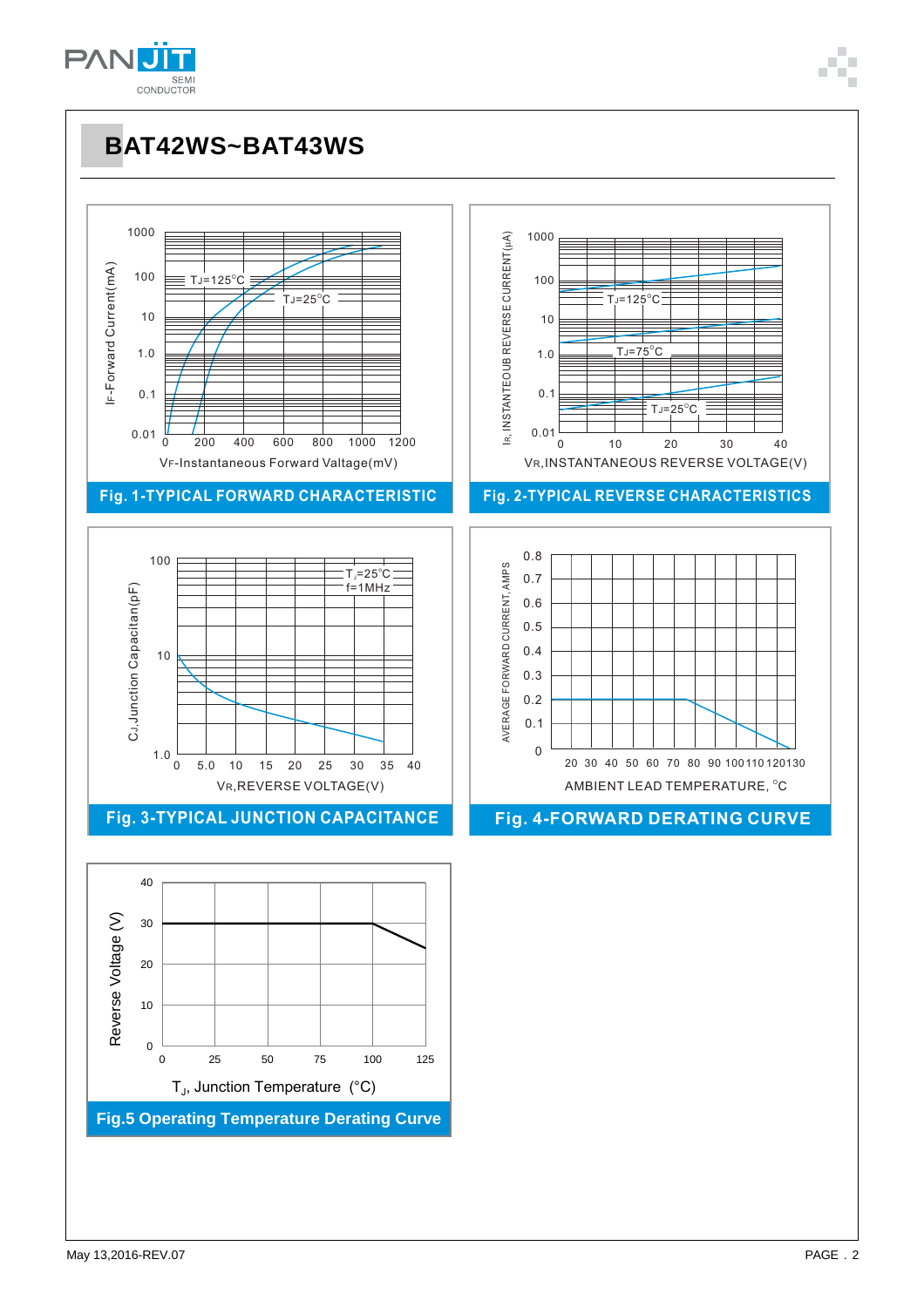# BAT42WS~BAT43WS

1000
100
10
1.0
0.1
0.01
0
200
400
600
800
1000
1200
$T_J$=125°C
$T_J$=25°C
$I_F$-Forward Current(mA)
$V_F$-Instantaneous Forward Valtage(mV)

**Fig. 1-TYPICAL FORWARD CHARACTERISTIC**

1000
100
10
1.0
0.1
0.01
0
10
20
30
40
$T_J$=125°C
$T_J$=75°C
$T_J$=25°C
$I_R$, INSTANTEOUB REVERSE CURRENT(μA)
$V_R$,INSTANTANEOUS REVERSE VOLTAGE(V)

**Fig. 2-TYPICAL REVERSE CHARACTERISTICS**

100
10
1.0
0
5.0
10
15
20
25
30
35
40
$T_J$=25°C
f=1MHz
$C_J$,Junction Capacitan(pF)
$V_R$,REVERSE VOLTAGE(V)

**Fig. 3-TYPICAL JUNCTION CAPACITANCE**

0.8
0.7
0.6
0.5
0.4
0.3
0.2
0.1
0
20
30
40
50
60
70
80
90
100
110
120
130
AVERAGE FORWARD CURRENT, AMPS
AMBIENT LEAD TEMPERATURE, °C

**Fig. 4-FORWARD DERATING CURVE**

40
30
20
10
0
0
25
50
75
100
125
Reverse Voltage (V)
$T_J$, Junction Temperature (°C)

**Fig.5 Operating Temperature Derating Curve**

May 13,2016-REV.07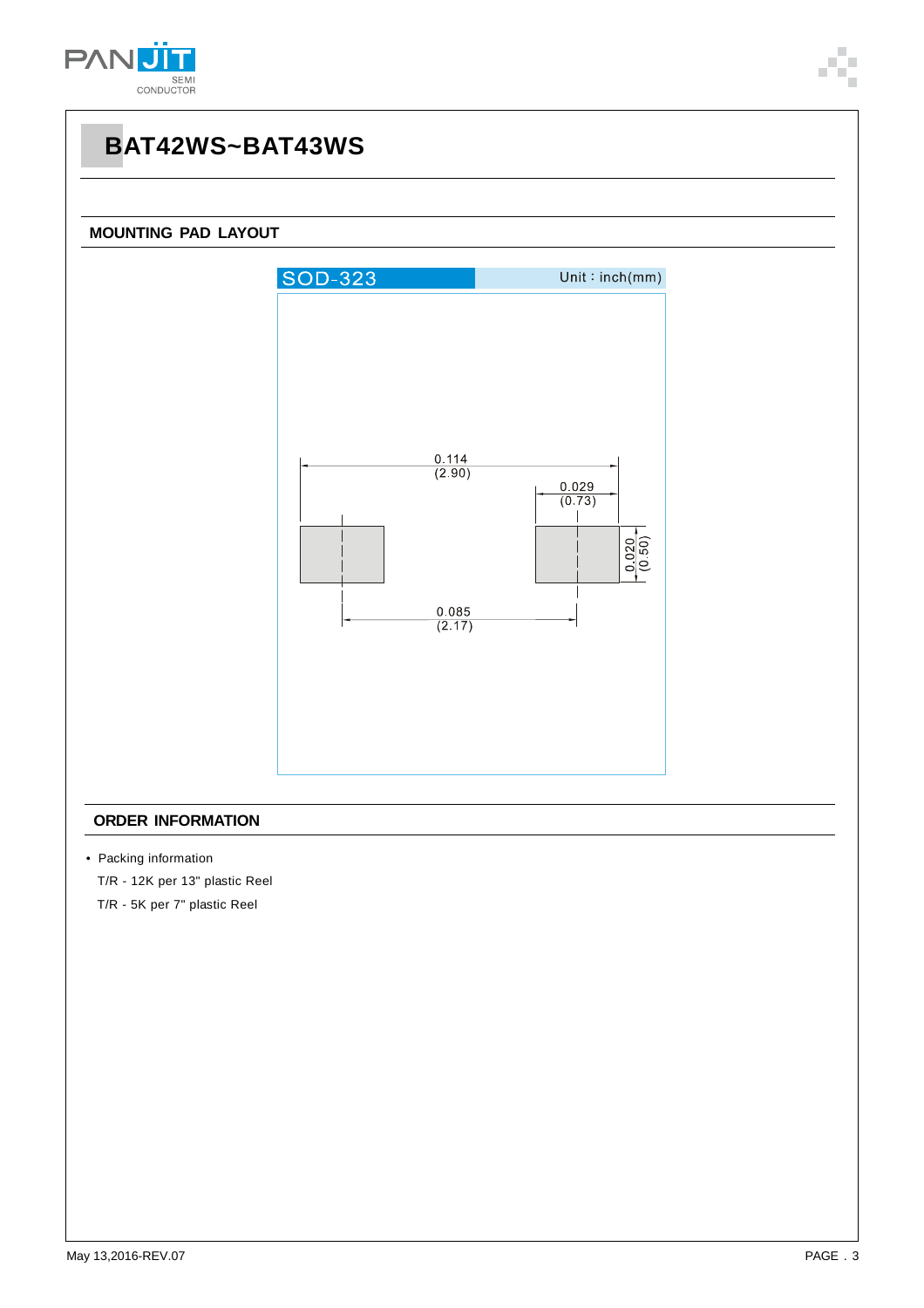# BAT42WS~BAT43WS

## MOUNTING PAD LAYOUT

SOD-323

Unit : inch(mm)

0.114
(2.90)

0.029
(0.73)

0.020
(0.50)

0.085
(2.17)

## ORDER INFORMATION

- Packing information

T/R - 12K per 13" plastic Reel

T/R - 5K per 7" plastic Reel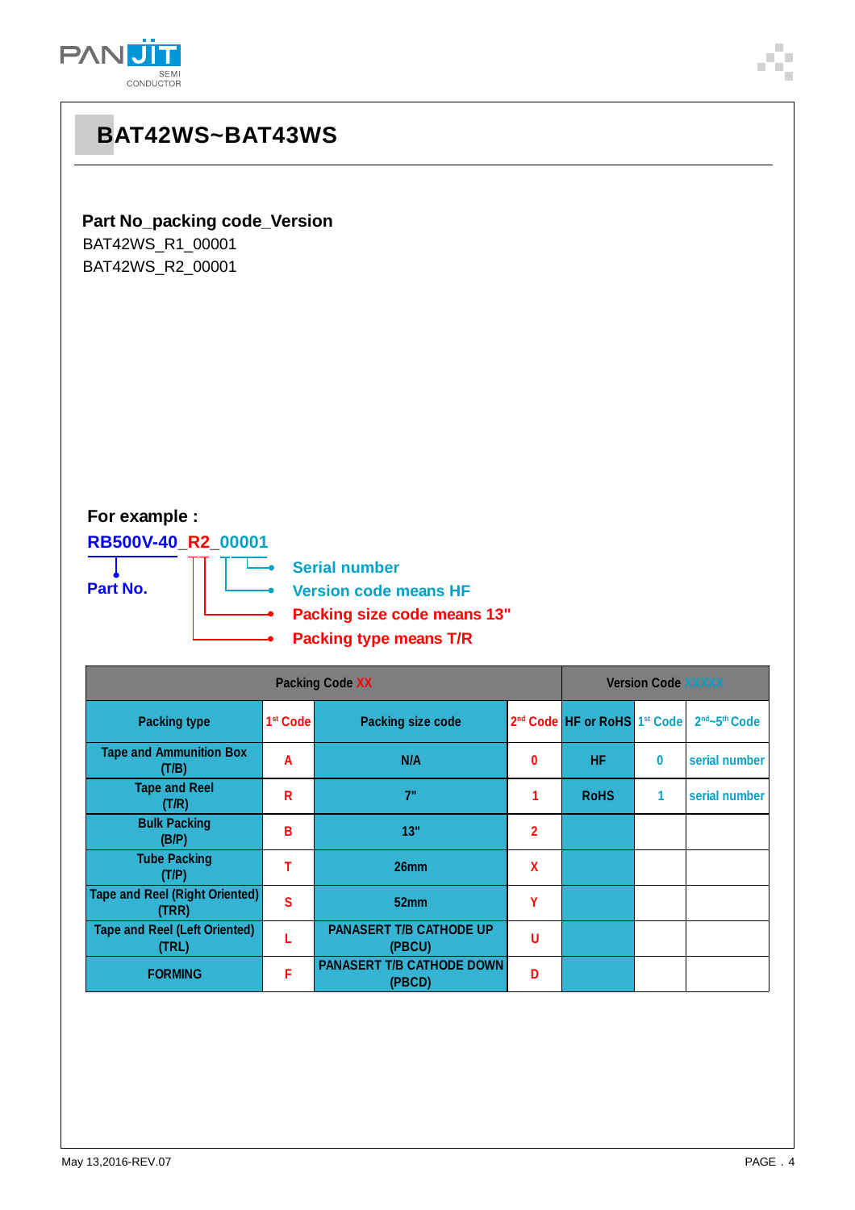# BAT42WS~BAT43WS

**Part No_packing code_Version**

BAT42WS_R1_00001
BAT42WS_R2_00001

**For example :**

**RB500V-40_R2_00001**

**Part No.**

- **Serial number**
- **Version code means HF**
- **Packing size code means 13"**
- **Packing type means T/R**

| Packing Code XX | | | | Version Code XXXXX | | |
|---|---|---|---|---|---|---|
| Packing type | 1st Code | Packing size code | 2nd Code | HF or RoHS | 1st Code | 2nd~5th Code |
| Tape and Ammunition Box (T/B) | A | N/A | 0 | HF | 0 | serial number |
| Tape and Reel (T/R) | R | 7" | 1 | RoHS | 1 | serial number |
| Bulk Packing (B/P) | B | 13" | 2 | | | |
| Tube Packing (T/P) | T | 26mm | X | | | |
| Tape and Reel (Right Oriented) (TRR) | S | 52mm | Y | | | |
| Tape and Reel (Left Oriented) (TRL) | L | PANASERT T/B CATHODE UP (PBCU) | U | | | |
| FORMING | F | PANASERT T/B CATHODE DOWN (PBCD) | D | | | |

May 13,2016-REV.07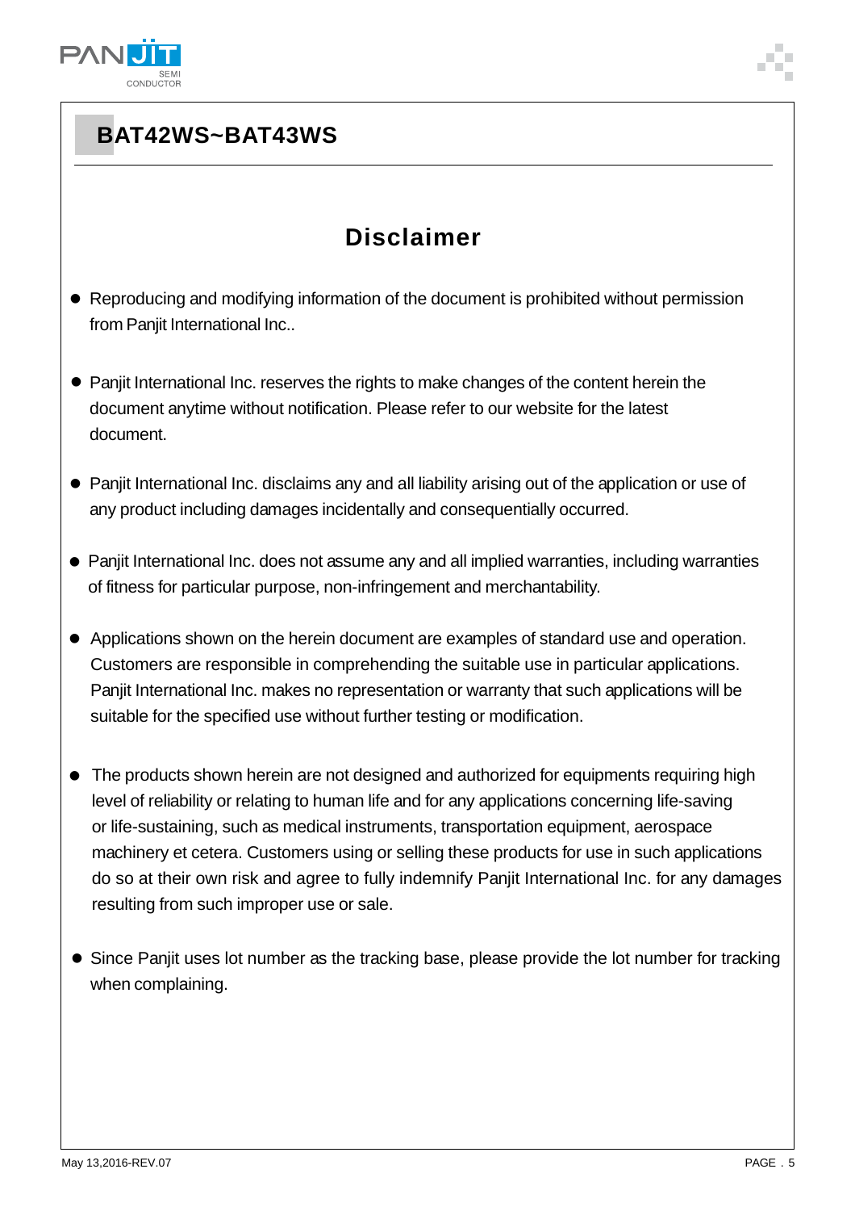# BAT42WS~BAT43WS

## Disclaimer

- Reproducing and modifying information of the document is prohibited without permission from Panjit International Inc..
- Panjit International Inc. reserves the rights to make changes of the content herein the document anytime without notification. Please refer to our website for the latest document.
- Panjit International Inc. disclaims any and all liability arising out of the application or use of any product including damages incidentally and consequentially occurred.
- Panjit International Inc. does not assume any and all implied warranties, including warranties of fitness for particular purpose, non-infringement and merchantability.
- Applications shown on the herein document are examples of standard use and operation. Customers are responsible in comprehending the suitable use in particular applications. Panjit International Inc. makes no representation or warranty that such applications will be suitable for the specified use without further testing or modification.
- The products shown herein are not designed and authorized for equipments requiring high level of reliability or relating to human life and for any applications concerning life-saving or life-sustaining, such as medical instruments, transportation equipment, aerospace machinery et cetera. Customers using or selling these products for use in such applications do so at their own risk and agree to fully indemnify Panjit International Inc. for any damages resulting from such improper use or sale.
- Since Panjit uses lot number as the tracking base, please provide the lot number for tracking when complaining.

May 13,2016-REV.07